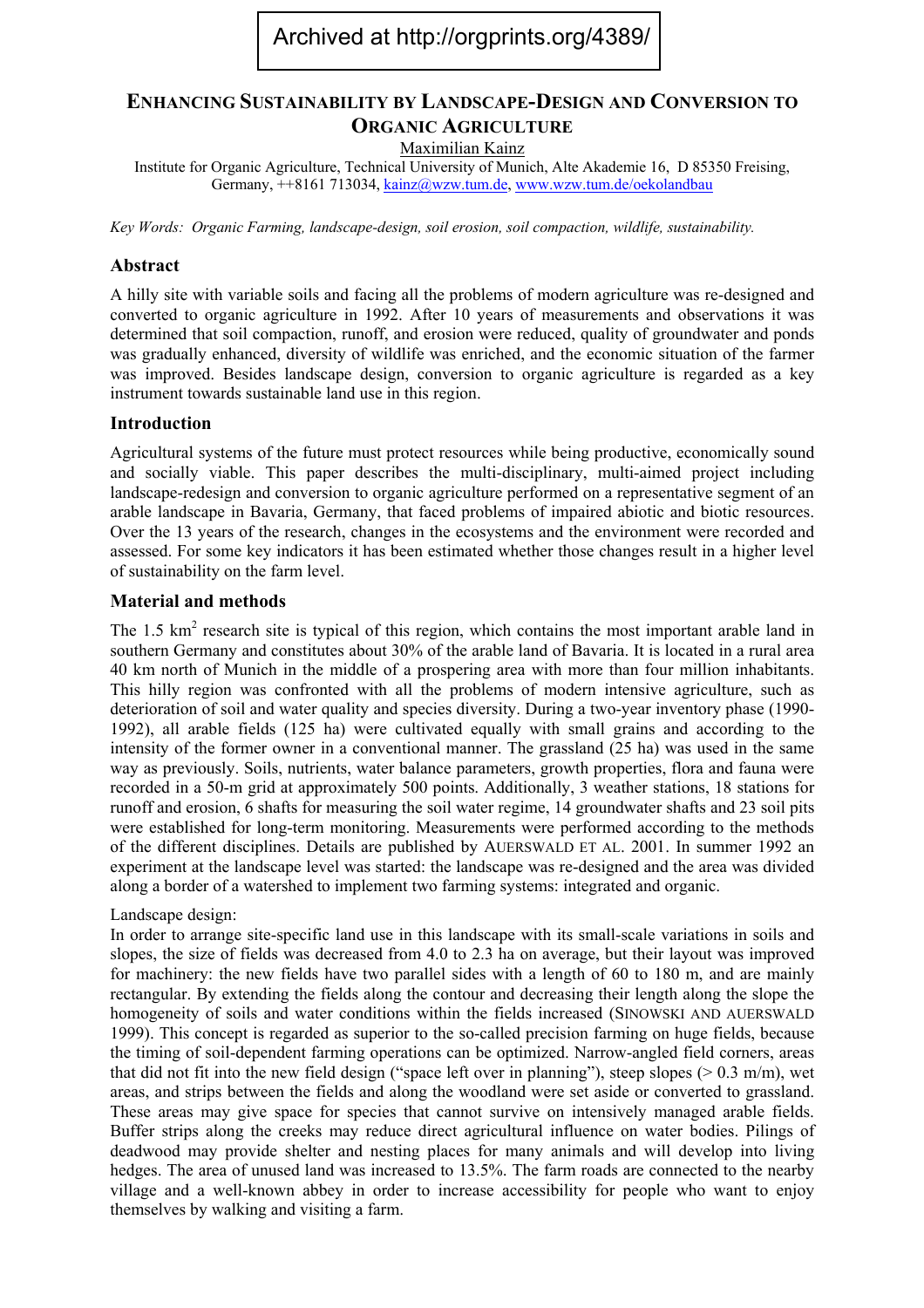Archived at http://orgprints.org/4389/

# Enhancing Sustainability by Landscape-Design and Conversion to Organic Agriculture

Maximilian Kainz

Institute for Organic Agriculture, Technical University of Munich, Alte Akademie 16, D 85350 Freising, Germany, ++8161 713034, kainz@wzw.tum.de, www.wzw.tum.de/oekolandbau

*Key Words: Organic Farming, landscape-design, soil erosion, soil compaction, wildlife, sustainability.*

## Abstract

A hilly site with variable soils and facing all the problems of modern agriculture was re-designed and converted to organic agriculture in 1992. After 10 years of measurements and observations it was determined that soil compaction, runoff, and erosion were reduced, quality of groundwater and ponds was gradually enhanced, diversity of wildlife was enriched, and the economic situation of the farmer was improved. Besides landscape design, conversion to organic agriculture is regarded as a key instrument towards sustainable land use in this region.

## Introduction

Agricultural systems of the future must protect resources while being productive, economically sound and socially viable. This paper describes the multi-disciplinary, multi-aimed project including landscape-redesign and conversion to organic agriculture performed on a representative segment of an arable landscape in Bavaria, Germany, that faced problems of impaired abiotic and biotic resources. Over the 13 years of the research, changes in the ecosystems and the environment were recorded and assessed. For some key indicators it has been estimated whether those changes result in a higher level of sustainability on the farm level.

## Material and methods

The 1.5 km$^2$ research site is typical of this region, which contains the most important arable land in southern Germany and constitutes about 30% of the arable land of Bavaria. It is located in a rural area 40 km north of Munich in the middle of a prospering area with more than four million inhabitants. This hilly region was confronted with all the problems of modern intensive agriculture, such as deterioration of soil and water quality and species diversity. During a two-year inventory phase (1990-1992), all arable fields (125 ha) were cultivated equally with small grains and according to the intensity of the former owner in a conventional manner. The grassland (25 ha) was used in the same way as previously. Soils, nutrients, water balance parameters, growth properties, flora and fauna were recorded in a 50-m grid at approximately 500 points. Additionally, 3 weather stations, 18 stations for runoff and erosion, 6 shafts for measuring the soil water regime, 14 groundwater shafts and 23 soil pits were established for long-term monitoring. Measurements were performed according to the methods of the different disciplines. Details are published by Auerswald et al. 2001. In summer 1992 an experiment at the landscape level was started: the landscape was re-designed and the area was divided along a border of a watershed to implement two farming systems: integrated and organic.

Landscape design:

In order to arrange site-specific land use in this landscape with its small-scale variations in soils and slopes, the size of fields was decreased from 4.0 to 2.3 ha on average, but their layout was improved for machinery: the new fields have two parallel sides with a length of 60 to 180 m, and are mainly rectangular. By extending the fields along the contour and decreasing their length along the slope the homogeneity of soils and water conditions within the fields increased (Sinowski and Auerswald 1999). This concept is regarded as superior to the so-called precision farming on huge fields, because the timing of soil-dependent farming operations can be optimized. Narrow-angled field corners, areas that did not fit into the new field design ("space left over in planning"), steep slopes (> 0.3 m/m), wet areas, and strips between the fields and along the woodland were set aside or converted to grassland. These areas may give space for species that cannot survive on intensively managed arable fields. Buffer strips along the creeks may reduce direct agricultural influence on water bodies. Pilings of deadwood may provide shelter and nesting places for many animals and will develop into living hedges. The area of unused land was increased to 13.5%. The farm roads are connected to the nearby village and a well-known abbey in order to increase accessibility for people who want to enjoy themselves by walking and visiting a farm.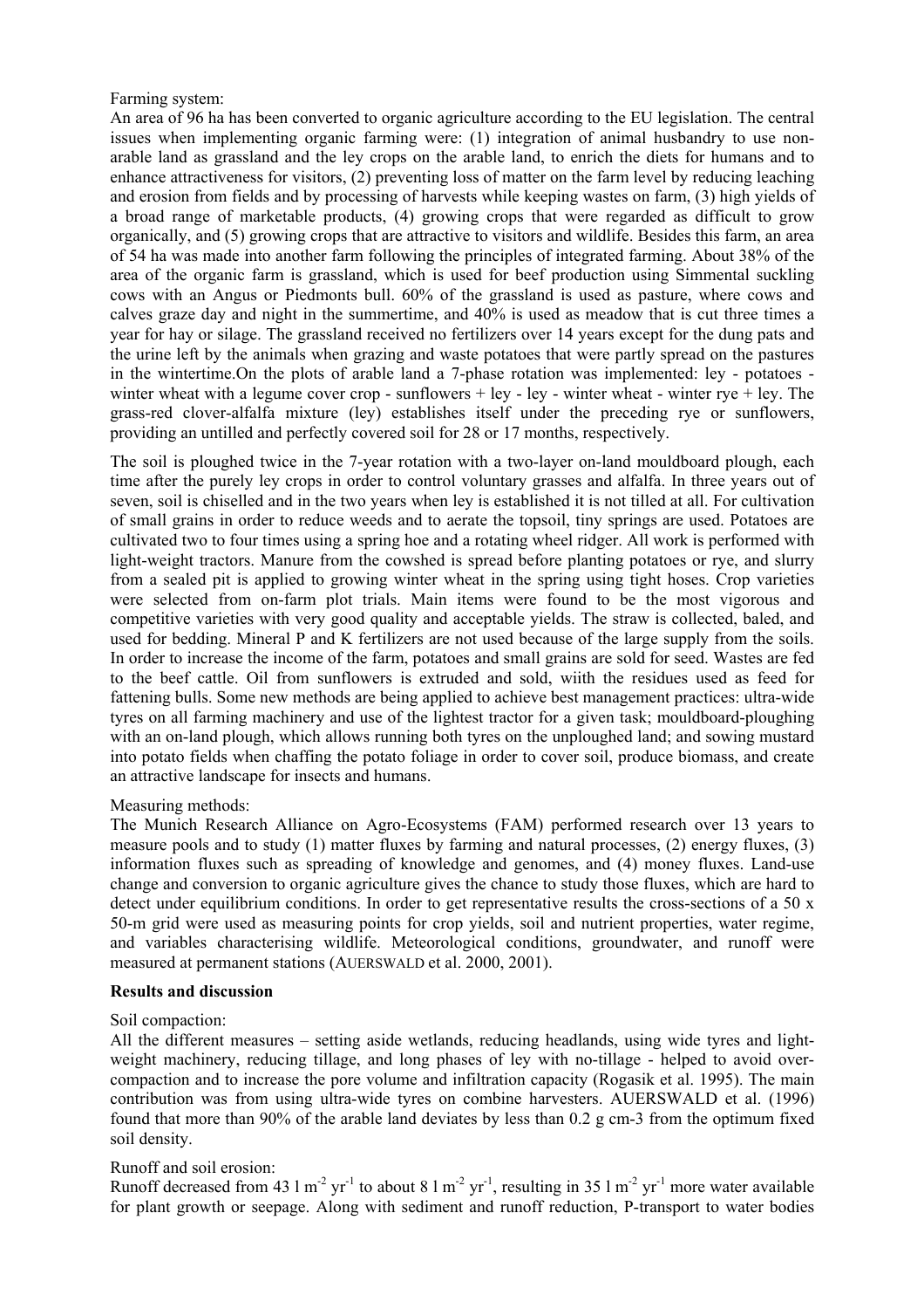Farming system:

An area of 96 ha has been converted to organic agriculture according to the EU legislation. The central issues when implementing organic farming were: (1) integration of animal husbandry to use non-arable land as grassland and the ley crops on the arable land, to enrich the diets for humans and to enhance attractiveness for visitors, (2) preventing loss of matter on the farm level by reducing leaching and erosion from fields and by processing of harvests while keeping wastes on farm, (3) high yields of a broad range of marketable products, (4) growing crops that were regarded as difficult to grow organically, and (5) growing crops that are attractive to visitors and wildlife. Besides this farm, an area of 54 ha was made into another farm following the principles of integrated farming. About 38% of the area of the organic farm is grassland, which is used for beef production using Simmental suckling cows with an Angus or Piedmonts bull. 60% of the grassland is used as pasture, where cows and calves graze day and night in the summertime, and 40% is used as meadow that is cut three times a year for hay or silage. The grassland received no fertilizers over 14 years except for the dung pats and the urine left by the animals when grazing and waste potatoes that were partly spread on the pastures in the wintertime.On the plots of arable land a 7-phase rotation was implemented: ley - potatoes - winter wheat with a legume cover crop - sunflowers + ley - ley - winter wheat - winter rye + ley. The grass-red clover-alfalfa mixture (ley) establishes itself under the preceding rye or sunflowers, providing an untilled and perfectly covered soil for 28 or 17 months, respectively.

The soil is ploughed twice in the 7-year rotation with a two-layer on-land mouldboard plough, each time after the purely ley crops in order to control voluntary grasses and alfalfa. In three years out of seven, soil is chiselled and in the two years when ley is established it is not tilled at all. For cultivation of small grains in order to reduce weeds and to aerate the topsoil, tiny springs are used. Potatoes are cultivated two to four times using a spring hoe and a rotating wheel ridger. All work is performed with light-weight tractors. Manure from the cowshed is spread before planting potatoes or rye, and slurry from a sealed pit is applied to growing winter wheat in the spring using tight hoses. Crop varieties were selected from on-farm plot trials. Main items were found to be the most vigorous and competitive varieties with very good quality and acceptable yields. The straw is collected, baled, and used for bedding. Mineral P and K fertilizers are not used because of the large supply from the soils. In order to increase the income of the farm, potatoes and small grains are sold for seed. Wastes are fed to the beef cattle. Oil from sunflowers is extruded and sold, wiith the residues used as feed for fattening bulls. Some new methods are being applied to achieve best management practices: ultra-wide tyres on all farming machinery and use of the lightest tractor for a given task; mouldboard-ploughing with an on-land plough, which allows running both tyres on the unploughed land; and sowing mustard into potato fields when chaffing the potato foliage in order to cover soil, produce biomass, and create an attractive landscape for insects and humans.

Measuring methods:

The Munich Research Alliance on Agro-Ecosystems (FAM) performed research over 13 years to measure pools and to study (1) matter fluxes by farming and natural processes, (2) energy fluxes, (3) information fluxes such as spreading of knowledge and genomes, and (4) money fluxes. Land-use change and conversion to organic agriculture gives the chance to study those fluxes, which are hard to detect under equilibrium conditions. In order to get representative results the cross-sections of a 50 x 50-m grid were used as measuring points for crop yields, soil and nutrient properties, water regime, and variables characterising wildlife. Meteorological conditions, groundwater, and runoff were measured at permanent stations (AUERSWALD et al. 2000, 2001).

## Results and discussion

Soil compaction:

All the different measures – setting aside wetlands, reducing headlands, using wide tyres and light-weight machinery, reducing tillage, and long phases of ley with no-tillage - helped to avoid over-compaction and to increase the pore volume and infiltration capacity (Rogasik et al. 1995). The main contribution was from using ultra-wide tyres on combine harvesters. AUERSWALD et al. (1996) found that more than 90% of the arable land deviates by less than 0.2 g cm-3 from the optimum fixed soil density.

Runoff and soil erosion:

Runoff decreased from 43 l $m^{-2}$ $yr^{-1}$ to about 8 l $m^{-2}$ $yr^{-1}$, resulting in 35 l $m^{-2}$ $yr^{-1}$ more water available for plant growth or seepage. Along with sediment and runoff reduction, P-transport to water bodies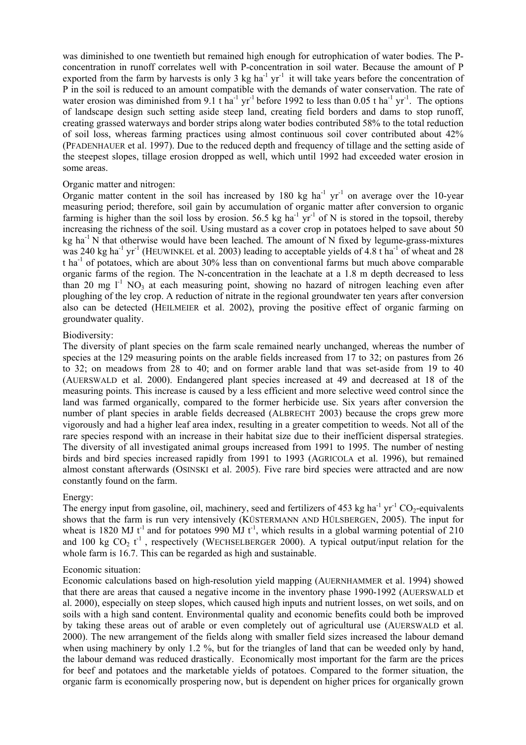was diminished to one twentieth but remained high enough for eutrophication of water bodies. The P-concentration in runoff correlates well with P-concentration in soil water. Because the amount of P exported from the farm by harvests is only 3 kg ha$^{-1}$ yr$^{-1}$ it will take years before the concentration of P in the soil is reduced to an amount compatible with the demands of water conservation. The rate of water erosion was diminished from 9.1 t ha$^{-1}$ yr$^{-1}$ before 1992 to less than 0.05 t ha$^{-1}$ yr$^{-1}$. The options of landscape design such setting aside steep land, creating field borders and dams to stop runoff, creating grassed waterways and border strips along water bodies contributed 58% to the total reduction of soil loss, whereas farming practices using almost continuous soil cover contributed about 42% (PFADENHAUER et al. 1997). Due to the reduced depth and frequency of tillage and the setting aside of the steepest slopes, tillage erosion dropped as well, which until 1992 had exceeded water erosion in some areas.

Organic matter and nitrogen:

Organic matter content in the soil has increased by 180 kg ha$^{-1}$ yr$^{-1}$ on average over the 10-year measuring period; therefore, soil gain by accumulation of organic matter after conversion to organic farming is higher than the soil loss by erosion. 56.5 kg ha$^{-1}$ yr$^{-1}$ of N is stored in the topsoil, thereby increasing the richness of the soil. Using mustard as a cover crop in potatoes helped to save about 50 kg ha$^{-1}$ N that otherwise would have been leached. The amount of N fixed by legume-grass-mixtures was 240 kg ha$^{-1}$ yr$^{-1}$ (HEUWINKEL et al. 2003) leading to acceptable yields of 4.8 t ha$^{-1}$ of wheat and 28 t ha$^{-1}$ of potatoes, which are about 30% less than on conventional farms but much above comparable organic farms of the region. The N-concentration in the leachate at a 1.8 m depth decreased to less than 20 mg l$^{-1}$ $NO_3$ at each measuring point, showing no hazard of nitrogen leaching even after ploughing of the ley crop. A reduction of nitrate in the regional groundwater ten years after conversion also can be detected (HEILMEIER et al. 2002), proving the positive effect of organic farming on groundwater quality.

Biodiversity:

The diversity of plant species on the farm scale remained nearly unchanged, whereas the number of species at the 129 measuring points on the arable fields increased from 17 to 32; on pastures from 26 to 32; on meadows from 28 to 40; and on former arable land that was set-aside from 19 to 40 (AUERSWALD et al. 2000). Endangered plant species increased at 49 and decreased at 18 of the measuring points. This increase is caused by a less efficient and more selective weed control since the land was farmed organically, compared to the former herbicide use. Six years after conversion the number of plant species in arable fields decreased (ALBRECHT 2003) because the crops grew more vigorously and had a higher leaf area index, resulting in a greater competition to weeds. Not all of the rare species respond with an increase in their habitat size due to their inefficient dispersal strategies. The diversity of all investigated animal groups increased from 1991 to 1995. The number of nesting birds and bird species increased rapidly from 1991 to 1993 (AGRICOLA et al. 1996), but remained almost constant afterwards (OSINSKI et al. 2005). Five rare bird species were attracted and are now constantly found on the farm.

Energy:

The energy input from gasoline, oil, machinery, seed and fertilizers of 453 kg ha$^{-1}$ yr$^{-1}$ $CO_2$-equivalents shows that the farm is run very intensively (KÜSTERMANN AND HÜLSBERGEN, 2005). The input for wheat is 1820 MJ t$^{-1}$ and for potatoes 990 MJ t$^{-1}$, which results in a global warming potential of 210 and 100 kg $CO_2$ t$^{-1}$ , respectively (WECHSELBERGER 2000). A typical output/input relation for the whole farm is 16.7. This can be regarded as high and sustainable.

Economic situation:

Economic calculations based on high-resolution yield mapping (AUERNHAMMER et al. 1994) showed that there are areas that caused a negative income in the inventory phase 1990-1992 (AUERSWALD et al. 2000), especially on steep slopes, which caused high inputs and nutrient losses, on wet soils, and on soils with a high sand content. Environmental quality and economic benefits could both be improved by taking these areas out of arable or even completely out of agricultural use (AUERSWALD et al. 2000). The new arrangement of the fields along with smaller field sizes increased the labour demand when using machinery by only 1.2 %, but for the triangles of land that can be weeded only by hand, the labour demand was reduced drastically. Economically most important for the farm are the prices for beef and potatoes and the marketable yields of potatoes. Compared to the former situation, the organic farm is economically prospering now, but is dependent on higher prices for organically grown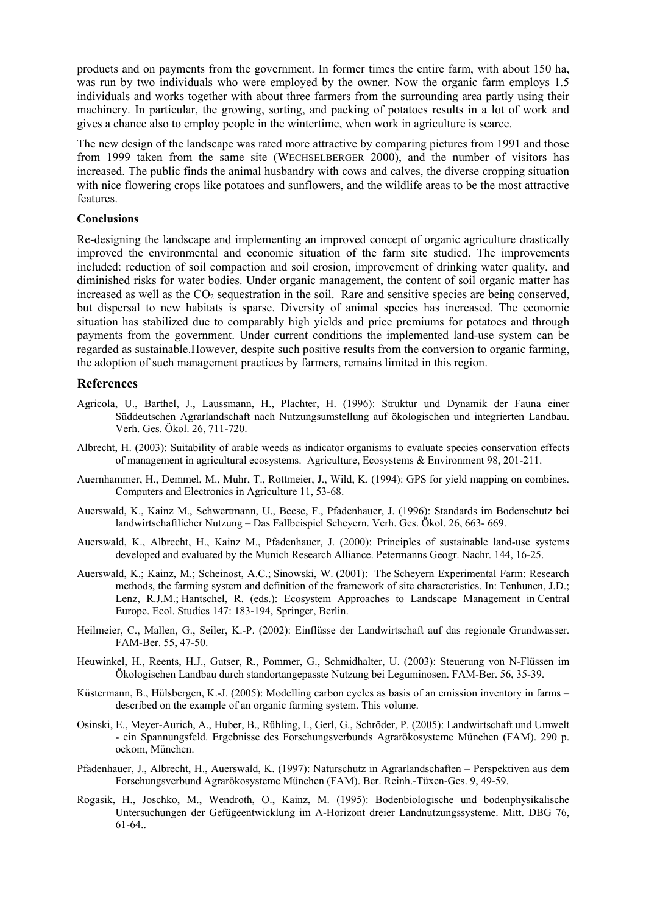products and on payments from the government. In former times the entire farm, with about 150 ha, was run by two individuals who were employed by the owner. Now the organic farm employs 1.5 individuals and works together with about three farmers from the surrounding area partly using their machinery. In particular, the growing, sorting, and packing of potatoes results in a lot of work and gives a chance also to employ people in the wintertime, when work in agriculture is scarce.

The new design of the landscape was rated more attractive by comparing pictures from 1991 and those from 1999 taken from the same site (WECHSELBERGER 2000), and the number of visitors has increased. The public finds the animal husbandry with cows and calves, the diverse cropping situation with nice flowering crops like potatoes and sunflowers, and the wildlife areas to be the most attractive features.

### Conclusions

Re-designing the landscape and implementing an improved concept of organic agriculture drastically improved the environmental and economic situation of the farm site studied. The improvements included: reduction of soil compaction and soil erosion, improvement of drinking water quality, and diminished risks for water bodies. Under organic management, the content of soil organic matter has increased as well as the $CO_2$ sequestration in the soil. Rare and sensitive species are being conserved, but dispersal to new habitats is sparse. Diversity of animal species has increased. The economic situation has stabilized due to comparably high yields and price premiums for potatoes and through payments from the government. Under current conditions the implemented land-use system can be regarded as sustainable.However, despite such positive results from the conversion to organic farming, the adoption of such management practices by farmers, remains limited in this region.

## References

Agricola, U., Barthel, J., Laussmann, H., Plachter, H. (1996): Struktur und Dynamik der Fauna einer Süddeutschen Agrarlandschaft nach Nutzungsumstellung auf ökologischen und integrierten Landbau. Verh. Ges. Ökol. 26, 711-720.

Albrecht, H. (2003): Suitability of arable weeds as indicator organisms to evaluate species conservation effects of management in agricultural ecosystems. Agriculture, Ecosystems & Environment 98, 201-211.

Auernhammer, H., Demmel, M., Muhr, T., Rottmeier, J., Wild, K. (1994): GPS for yield mapping on combines. Computers and Electronics in Agriculture 11, 53-68.

Auerswald, K., Kainz M., Schwertmann, U., Beese, F., Pfadenhauer, J. (1996): Standards im Bodenschutz bei landwirtschaftlicher Nutzung – Das Fallbeispiel Scheyern. Verh. Ges. Ökol. 26, 663- 669.

Auerswald, K., Albrecht, H., Kainz M., Pfadenhauer, J. (2000): Principles of sustainable land-use systems developed and evaluated by the Munich Research Alliance. Petermanns Geogr. Nachr. 144, 16-25.

Auerswald, K.; Kainz, M.; Scheinost, A.C.; Sinowski, W. (2001): The Scheyern Experimental Farm: Research methods, the farming system and definition of the framework of site characteristics. In: Tenhunen, J.D.; Lenz, R.J.M.; Hantschel, R. (eds.): Ecosystem Approaches to Landscape Management in Central Europe. Ecol. Studies 147: 183-194, Springer, Berlin.

Heilmeier, C., Mallen, G., Seiler, K.-P. (2002): Einflüsse der Landwirtschaft auf das regionale Grundwasser. FAM-Ber. 55, 47-50.

Heuwinkel, H., Reents, H.J., Gutser, R., Pommer, G., Schmidhalter, U. (2003): Steuerung von N-Flüssen im Ökologischen Landbau durch standortangepasste Nutzung bei Leguminosen. FAM-Ber. 56, 35-39.

Küstermann, B., Hülsbergen, K.-J. (2005): Modelling carbon cycles as basis of an emission inventory in farms – described on the example of an organic farming system. This volume.

Osinski, E., Meyer-Aurich, A., Huber, B., Rühling, I., Gerl, G., Schröder, P. (2005): Landwirtschaft und Umwelt - ein Spannungsfeld. Ergebnisse des Forschungsverbunds Agrarökosysteme München (FAM). 290 p. oekom, München.

Pfadenhauer, J., Albrecht, H., Auerswald, K. (1997): Naturschutz in Agrarlandschaften – Perspektiven aus dem Forschungsverbund Agrarökosysteme München (FAM). Ber. Reinh.-Tüxen-Ges. 9, 49-59.

Rogasik, H., Joschko, M., Wendroth, O., Kainz, M. (1995): Bodenbiologische und bodenphysikalische Untersuchungen der Gefügeentwicklung im A-Horizont dreier Landnutzungssysteme. Mitt. DBG 76, 61-64..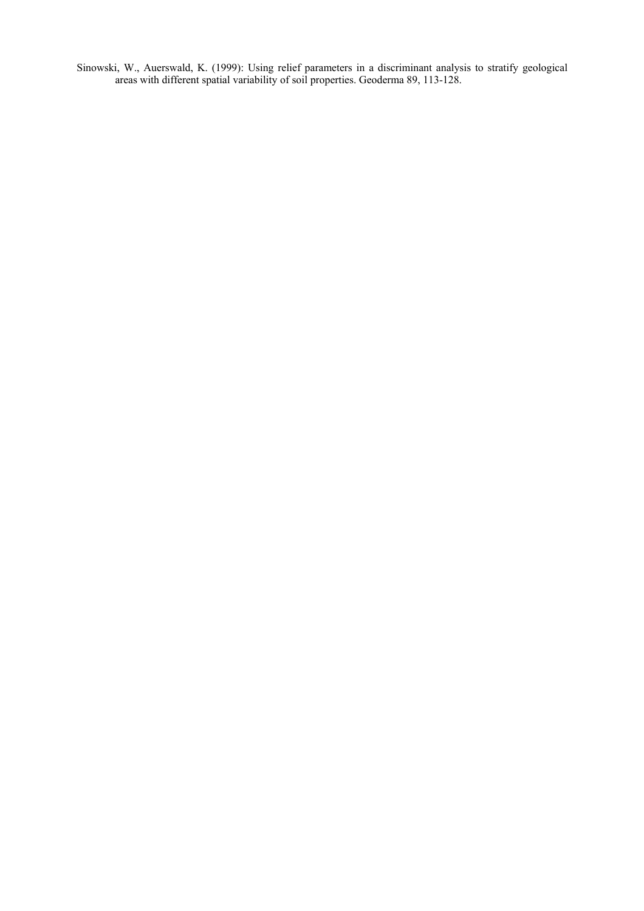Sinowski, W., Auerswald, K. (1999): Using relief parameters in a discriminant analysis to stratify geological areas with different spatial variability of soil properties. Geoderma 89, 113-128.